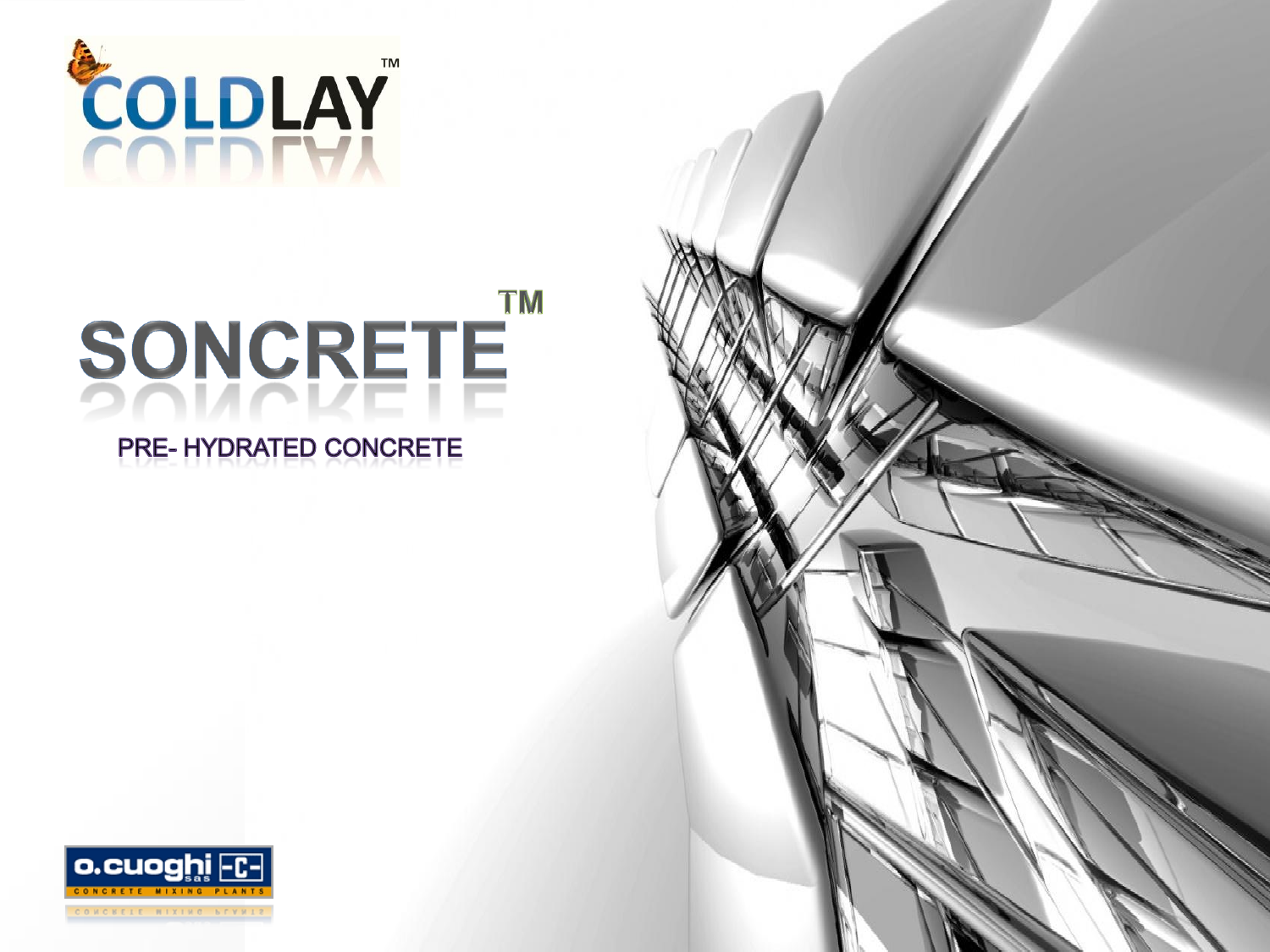COLDLAY™

# SONCRETE™

PRE- HYDRATED CONCRETE

o.cuoghi sas -C-

CONCRETE MIXING PLANTS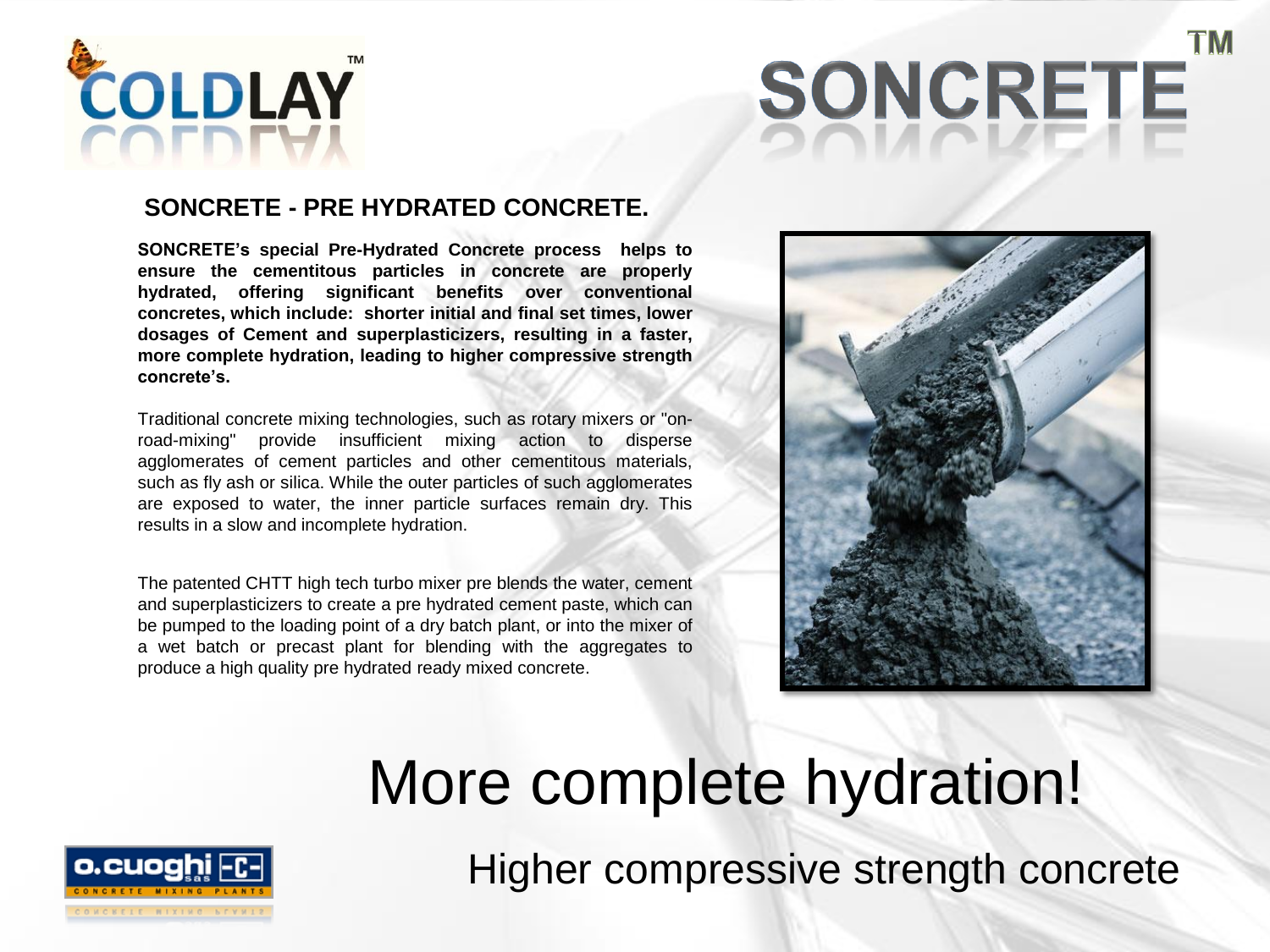COLDLAY™

SONCRETE™

## SONCRETE - PRE HYDRATED CONCRETE.

**SONCRETE's special Pre-Hydrated Concrete process helps to ensure the cementitous particles in concrete are properly hydrated, offering significant benefits over conventional concretes, which include: shorter initial and final set times, lower dosages of Cement and superplasticizers, resulting in a faster, more complete hydration, leading to higher compressive strength concrete's.**

Traditional concrete mixing technologies, such as rotary mixers or "on-road-mixing" provide insufficient mixing action to disperse agglomerates of cement particles and other cementitous materials, such as fly ash or silica. While the outer particles of such agglomerates are exposed to water, the inner particle surfaces remain dry. This results in a slow and incomplete hydration.

The patented CHTT high tech turbo mixer pre blends the water, cement and superplasticizers to create a pre hydrated cement paste, which can be pumped to the loading point of a dry batch plant, or into the mixer of a wet batch or precast plant for blending with the aggregates to produce a high quality pre hydrated ready mixed concrete.

# More complete hydration!

## Higher compressive strength concrete

o.cuoghi sas -C- CONCRETE MIXING PLANTS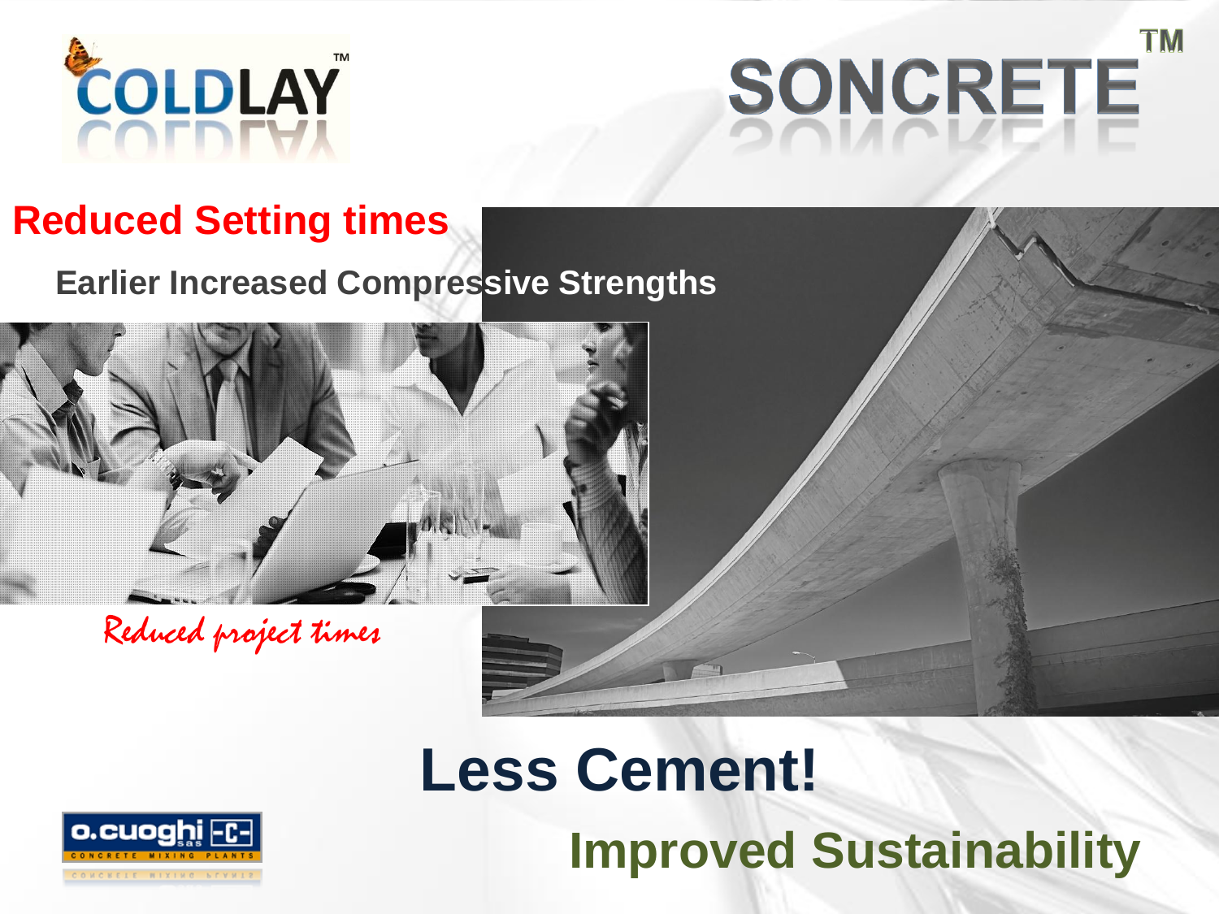COLDLAY™

SONCRETE™

## Reduced Setting times

**Earlier Increased Compressive Strengths**

*Reduced project times*

# Less Cement!

## Improved Sustainability

o.cuoghi sas -C- CONCRETE MIXING PLANTS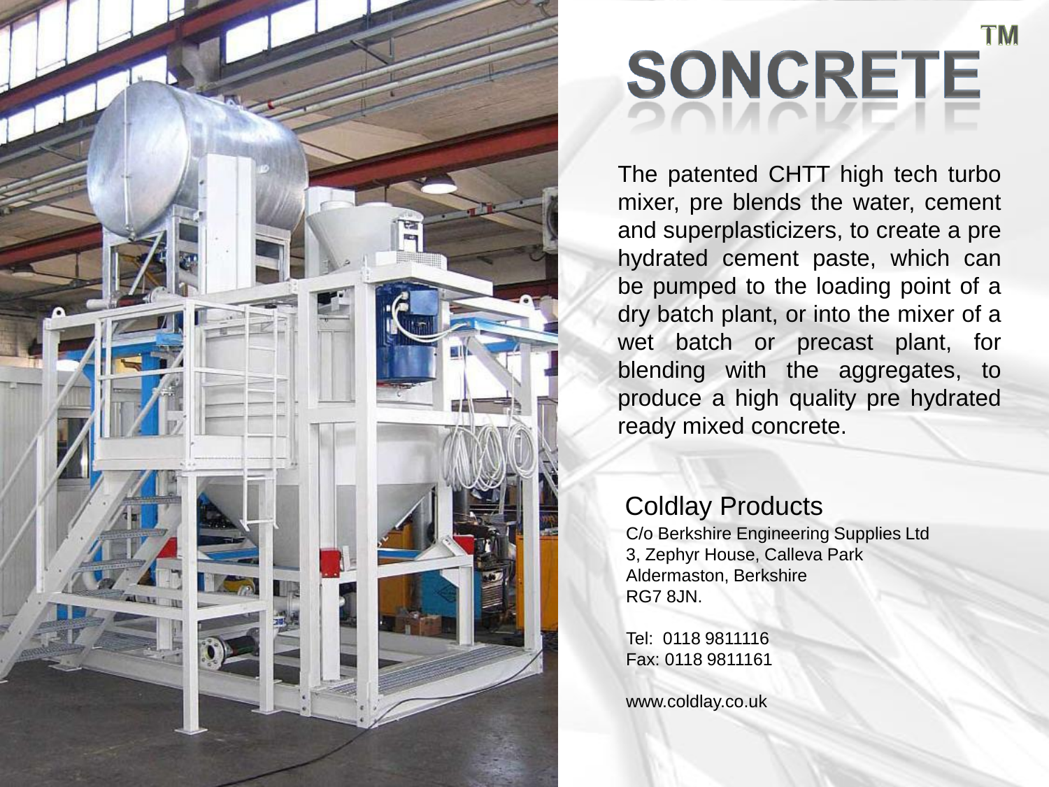# SONCRETE™

The patented CHTT high tech turbo mixer, pre blends the water, cement and superplasticizers, to create a pre hydrated cement paste, which can be pumped to the loading point of a dry batch plant, or into the mixer of a wet batch or precast plant, for blending with the aggregates, to produce a high quality pre hydrated ready mixed concrete.

## Coldlay Products

C/o Berkshire Engineering Supplies Ltd
3, Zephyr House, Calleva Park
Aldermaston, Berkshire
RG7 8JN.

Tel: 0118 9811116
Fax: 0118 9811161

www.coldlay.co.uk